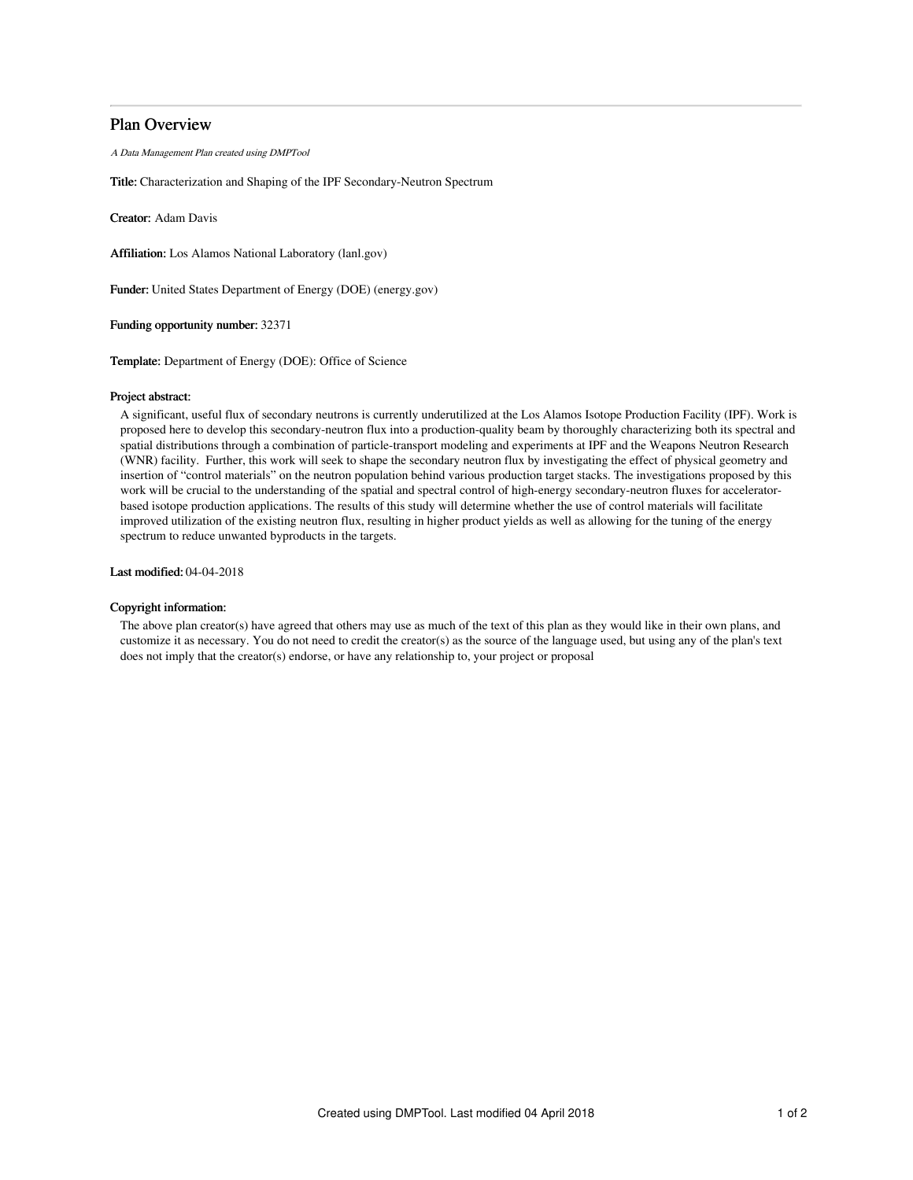# Plan Overview

*A Data Management Plan created using DMPTool*

**Title:** Characterization and Shaping of the IPF Secondary-Neutron Spectrum

**Creator:** Adam Davis

**Affiliation:** Los Alamos National Laboratory (lanl.gov)

**Funder:** United States Department of Energy (DOE) (energy.gov)

**Funding opportunity number:** 32371

**Template:** Department of Energy (DOE): Office of Science

**Project abstract:**

A significant, useful flux of secondary neutrons is currently underutilized at the Los Alamos Isotope Production Facility (IPF). Work is proposed here to develop this secondary-neutron flux into a production-quality beam by thoroughly characterizing both its spectral and spatial distributions through a combination of particle-transport modeling and experiments at IPF and the Weapons Neutron Research (WNR) facility. Further, this work will seek to shape the secondary neutron flux by investigating the effect of physical geometry and insertion of "control materials" on the neutron population behind various production target stacks. The investigations proposed by this work will be crucial to the understanding of the spatial and spectral control of high-energy secondary-neutron fluxes for accelerator-based isotope production applications. The results of this study will determine whether the use of control materials will facilitate improved utilization of the existing neutron flux, resulting in higher product yields as well as allowing for the tuning of the energy spectrum to reduce unwanted byproducts in the targets.

**Last modified:** 04-04-2018

**Copyright information:**

The above plan creator(s) have agreed that others may use as much of the text of this plan as they would like in their own plans, and customize it as necessary. You do not need to credit the creator(s) as the source of the language used, but using any of the plan's text does not imply that the creator(s) endorse, or have any relationship to, your project or proposal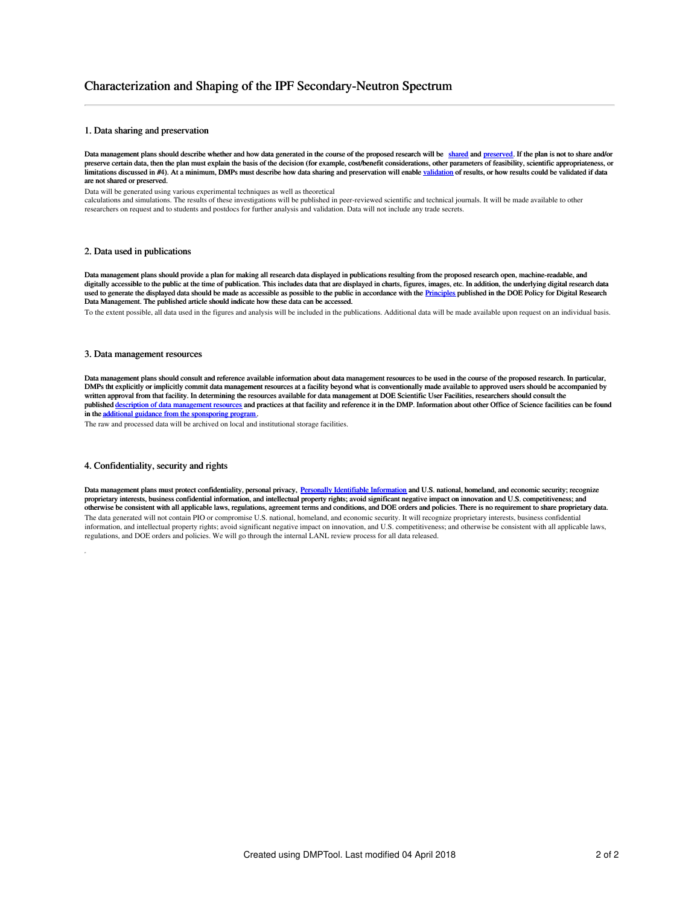# Characterization and Shaping of the IPF Secondary-Neutron Spectrum

## 1. Data sharing and preservation

**Data management plans should describe whether and how data generated in the course of the proposed research will be shared and preserved. If the plan is not to share and/or preserve certain data, then the plan must explain the basis of the decision (for example, cost/benefit considerations, other parameters of feasibility, scientific appropriateness, or limitations discussed in #4). At a minimum, DMPs must describe how data sharing and preservation will enable validation of results, or how results could be validated if data are not shared or preserved.**

Data will be generated using various experimental techniques as well as theoretical
calculations and simulations. The results of these investigations will be published in peer-reviewed scientific and technical journals. It will be made available to other researchers on request and to students and postdocs for further analysis and validation. Data will not include any trade secrets.

## 2. Data used in publications

**Data management plans should provide a plan for making all research data displayed in publications resulting from the proposed research open, machine-readable, and digitally accessible to the public at the time of publication. This includes data that are displayed in charts, figures, images, etc. In addition, the underlying digital research data used to generate the displayed data should be made as accessible as possible to the public in accordance with the Principles published in the DOE Policy for Digital Research Data Management. The published article should indicate how these data can be accessed.**

To the extent possible, all data used in the figures and analysis will be included in the publications. Additional data will be made available upon request on an individual basis.

## 3. Data management resources

**Data management plans should consult and reference available information about data management resources to be used in the course of the proposed research. In particular, DMPs tht explicitly or implicitly commit data management resources at a facility beyond what is conventionally made available to approved users should be accompanied by written approval from that facility. In determining the resources available for data management at DOE Scientific User Facilities, researchers should consult the published description of data management resources and practices at that facility and reference it in the DMP. Information about other Office of Science facilities can be found in the additional guidance from the sponsoring program.**

The raw and processed data will be archived on local and institutional storage facilities.

## 4. Confidentiality, security and rights

**Data management plans must protect confidentiality, personal privacy, Personally Identifiable Information and U.S. national, homeland, and economic security; recognize proprietary interests, business confidential information, and intellectual property rights; avoid significant negative impact on innovation and U.S. competitiveness; and otherwise be consistent with all applicable laws, regulations, agreement terms and conditions, and DOE orders and policies. There is no requirement to share proprietary data.**

The data generated will not contain PIO or compromise U.S. national, homeland, and economic security. It will recognize proprietary interests, business confidential information, and intellectual property rights; avoid significant negative impact on innovation, and U.S. competitiveness; and otherwise be consistent with all applicable laws, regulations, and DOE orders and policies. We will go through the internal LANL review process for all data released.

Created using DMPTool. Last modified 04 April 2018